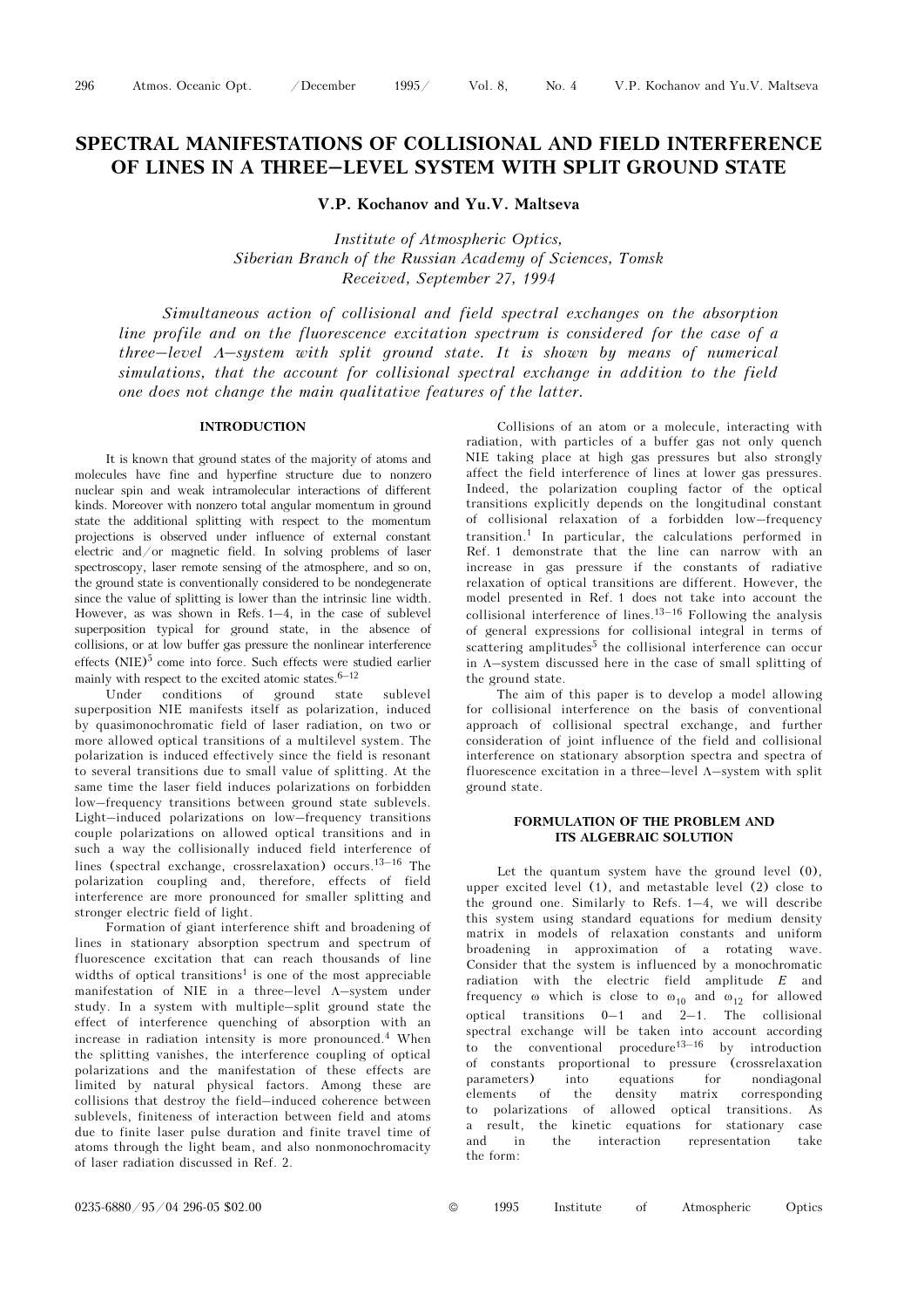# SPECTRAL MANIFESTATIONS OF COLLISIONAL AND FIELD INTERFERENCE OF LINES IN A THREE–LEVEL SYSTEM WITH SPLIT GROUND STATE

**V.P. Kochanov and Yu.V. Maltseva**

*Institute of Atmospheric Optics,*
*Siberian Branch of the Russian Academy of Sciences, Tomsk*
*Received, September 27, 1994*

*Simultaneous action of collisional and field spectral exchanges on the absorption line profile and on the fluorescence excitation spectrum is considered for the case of a three–level Λ–system with split ground state. It is shown by means of numerical simulations, that the account for collisional spectral exchange in addition to the field one does not change the main qualitative features of the latter.*

## INTRODUCTION

It is known that ground states of the majority of atoms and molecules have fine and hyperfine structure due to nonzero nuclear spin and weak intramolecular interactions of different kinds. Moreover with nonzero total angular momentum in ground state the additional splitting with respect to the momentum projections is observed under influence of external constant electric and/or magnetic field. In solving problems of laser spectroscopy, laser remote sensing of the atmosphere, and so on, the ground state is conventionally considered to be nondegenerate since the value of splitting is lower than the intrinsic line width. However, as was shown in Refs. 1–4, in the case of sublevel superposition typical for ground state, in the absence of collisions, or at low buffer gas pressure the nonlinear interference effects (NIE)[5] come into force. Such effects were studied earlier mainly with respect to the excited atomic states.[6–12]

Under conditions of ground state sublevel superposition NIE manifests itself as polarization, induced by quasimonochromatic field of laser radiation, on two or more allowed optical transitions of a multilevel system. The polarization is induced effectively since the field is resonant to several transitions due to small value of splitting. At the same time the laser field induces polarizations on forbidden low–frequency transitions between ground state sublevels. Light–induced polarizations on low–frequency transitions couple polarizations on allowed optical transitions and in such a way the collisionally induced field interference of lines (spectral exchange, crossrelaxation) occurs.[13–16] The polarization coupling and, therefore, effects of field interference are more pronounced for smaller splitting and stronger electric field of light.

Formation of giant interference shift and broadening of lines in stationary absorption spectrum and spectrum of fluorescence excitation that can reach thousands of line widths of optical transitions[1] is one of the most appreciable manifestation of NIE in a three–level Λ–system under study. In a system with multiple–split ground state the effect of interference quenching of absorption with an increase in radiation intensity is more pronounced.[4] When the splitting vanishes, the interference coupling of optical polarizations and the manifestation of these effects are limited by natural physical factors. Among these are collisions that destroy the field–induced coherence between sublevels, finiteness of interaction between field and atoms due to finite laser pulse duration and finite travel time of atoms through the light beam, and also nonmonochromacity of laser radiation discussed in Ref. 2.

Collisions of an atom or a molecule, interacting with radiation, with particles of a buffer gas not only quench NIE taking place at high gas pressures but also strongly affect the field interference of lines at lower gas pressures. Indeed, the polarization coupling factor of the optical transitions explicitly depends on the longitudinal constant of collisional relaxation of a forbidden low–frequency transition.[1] In particular, the calculations performed in Ref. 1 demonstrate that the line can narrow with an increase in gas pressure if the constants of radiative relaxation of optical transitions are different. However, the model presented in Ref. 1 does not take into account the collisional interference of lines.[13–16] Following the analysis of general expressions for collisional integral in terms of scattering amplitudes[5] the collisional interference can occur in Λ–system discussed here in the case of small splitting of the ground state.

The aim of this paper is to develop a model allowing for collisional interference on the basis of conventional approach of collisional spectral exchange, and further consideration of joint influence of the field and collisional interference on stationary absorption spectra and spectra of fluorescence excitation in a three–level Λ–system with split ground state.

## FORMULATION OF THE PROBLEM AND ITS ALGEBRAIC SOLUTION

Let the quantum system have the ground level (0), upper excited level (1), and metastable level (2) close to the ground one. Similarly to Refs. 1–4, we will describe this system using standard equations for medium density matrix in models of relaxation constants and uniform broadening in approximation of a rotating wave. Consider that the system is influenced by a monochromatic radiation with the electric field amplitude $E$ and frequency $\omega$ which is close to $\omega_{10}$ and $\omega_{12}$ for allowed optical transitions 0–1 and 2–1. The collisional spectral exchange will be taken into account according to the conventional procedure[13–16] by introduction of constants proportional to pressure (crossrelaxation parameters) into equations for nondiagonal elements of the density matrix corresponding to polarizations of allowed optical transitions. As a result, the kinetic equations for stationary case and in the interaction representation take the form: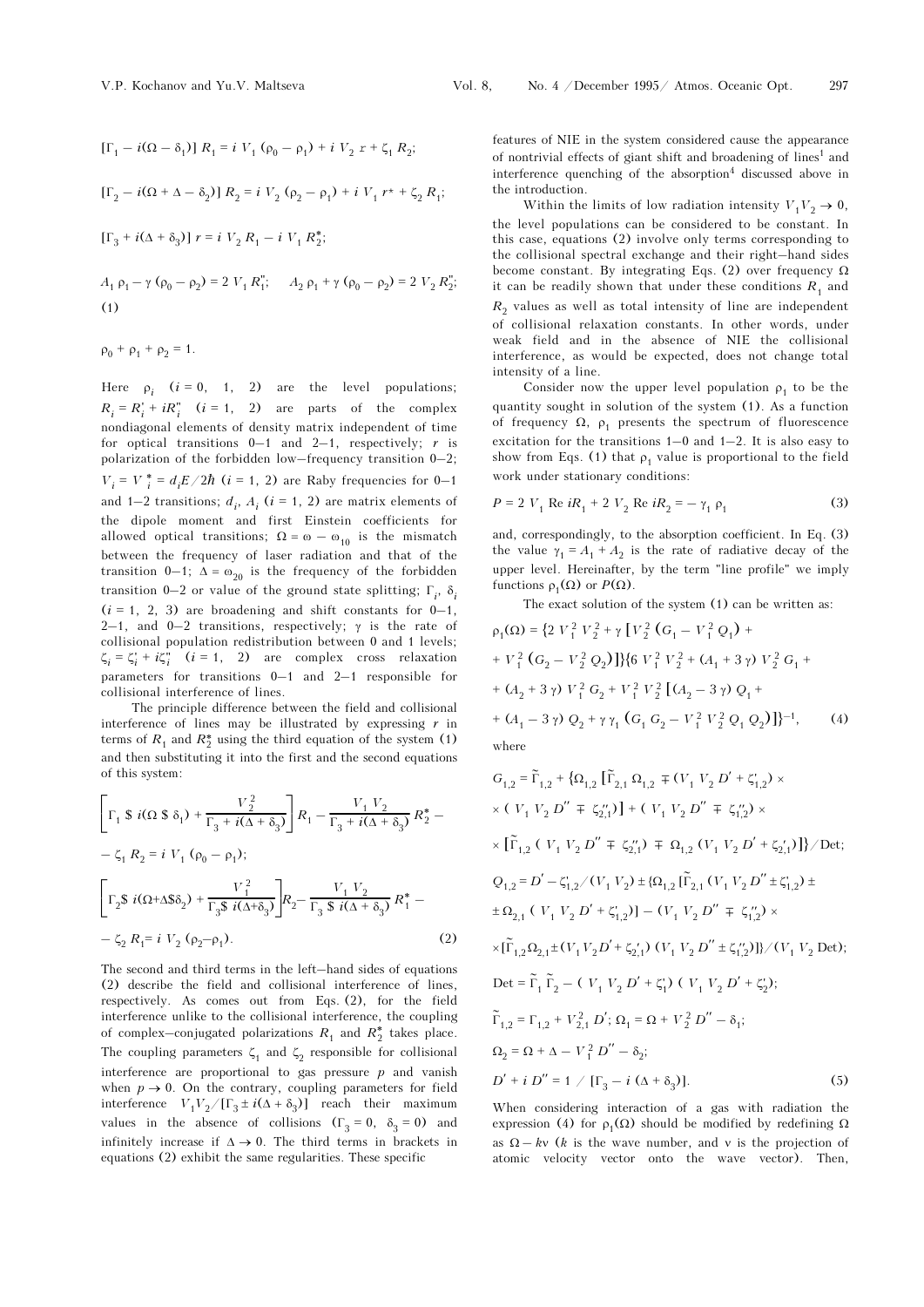$$[\Gamma_1 - i(\Omega - \delta_1)]\, R_1 = i\, V_1\, (\rho_0 - \rho_1) + i\, V_2\, r + \zeta_1\, R_2;$$

$$[\Gamma_2 - i(\Omega + \Delta - \delta_2)]\, R_2 = i\, V_2\, (\rho_2 - \rho_1) + i\, V_1\, r^* + \zeta_2\, R_1;$$

$$[\Gamma_3 + i(\Delta + \delta_3)]\, r = i\, V_2\, R_1 - i\, V_1\, R_2^*;$$

$$A_1\, \rho_1 - \gamma\, (\rho_0 - \rho_2) = 2\, V_1\, R_1''; \quad A_2\, \rho_1 + \gamma\, (\rho_0 - \rho_2) = 2\, V_2\, R_2''; \tag{1}$$

$$\rho_0 + \rho_1 + \rho_2 = 1.$$

Here $\rho_i$ ($i = 0,\ 1,\ 2$) are the level populations; $R_i = R_i' + iR_i''$ ($i = 1,\ 2$) are parts of the complex nondiagonal elements of density matrix independent of time for optical transitions 0–1 and 2–1, respectively; $r$ is polarization of the forbidden low–frequency transition 0–2; $V_i = V_i^* = d_i E/2\hbar$ ($i = 1,\ 2$) are Raby frequencies for 0–1 and 1–2 transitions; $d_i$, $A_i$ ($i = 1,\ 2$) are matrix elements of the dipole moment and first Einstein coefficients for allowed optical transitions; $\Omega = \omega - \omega_{10}$ is the mismatch between the frequency of laser radiation and that of the transition 0–1; $\Delta = \omega_{20}$ is the frequency of the forbidden transition 0–2 or value of the ground state splitting; $\Gamma_i$, $\delta_i$ ($i = 1,\ 2,\ 3$) are broadening and shift constants for 0–1, 2–1, and 0–2 transitions, respectively; $\gamma$ is the rate of collisional population redistribution between 0 and 1 levels; $\zeta_i = \zeta_i' + i\zeta_i''$ ($i = 1,\ 2$) are complex cross relaxation parameters for transitions 0–1 and 2–1 responsible for collisional interference of lines.

The principle difference between the field and collisional interference of lines may be illustrated by expressing $r$ in terms of $R_1$ and $R_2^*$ using the third equation of the system (1) and then substituting it into the first and the second equations of this system:

$$\left[\Gamma_1 \mp i(\Omega \mp \delta_1) + \frac{V_2^2}{\Gamma_3 + i(\Delta + \delta_3)}\right] R_1 - \frac{V_1\, V_2}{\Gamma_3 + i(\Delta + \delta_3)}\, R_2^* - \zeta_1\, R_2 = i\, V_1\, (\rho_0 - \rho_1);$$

$$\left[\Gamma_2 \mp i(\Omega + \Delta \mp \delta_2) + \frac{V_1^2}{\Gamma_3 \mp i(\Delta + \delta_3)}\right] R_2 - \frac{V_1\, V_2}{\Gamma_3 \mp i(\Delta + \delta_3)}\, R_1^* - \zeta_2\, R_1 = i\, V_2\, (\rho_2 - \rho_1). \tag{2}$$

The second and third terms in the left–hand sides of equations (2) describe the field and collisional interference of lines, respectively. As comes out from Eqs. (2), for the field interference unlike to the collisional interference, the coupling of complex–conjugated polarizations $R_1$ and $R_2^*$ takes place. The coupling parameters $\zeta_1$ and $\zeta_2$ responsible for collisional interference are proportional to gas pressure $p$ and vanish when $p \to 0$. On the contrary, coupling parameters for field interference $V_1 V_2/[\Gamma_3 \pm i(\Delta + \delta_3)]$ reach their maximum values in the absence of collisions ($\Gamma_3 = 0$, $\delta_3 = 0$) and infinitely increase if $\Delta \to 0$. The third terms in brackets in equations (2) exhibit the same regularities. These specific features of NIE in the system considered cause the appearance of nontrivial effects of giant shift and broadening of lines[1] and interference quenching of the absorption[4] discussed above in the introduction.

Within the limits of low radiation intensity $V_1 V_2 \to 0$, the level populations can be considered to be constant. In this case, equations (2) involve only terms corresponding to the collisional spectral exchange and their right–hand sides become constant. By integrating Eqs. (2) over frequency $\Omega$ it can be readily shown that under these conditions $R_1$ and $R_2$ values as well as total intensity of line are independent of collisional relaxation constants. In other words, under weak field and in the absence of NIE the collisional interference, as would be expected, does not change total intensity of a line.

Consider now the upper level population $\rho_1$ to be the quantity sought in solution of the system (1). As a function of frequency $\Omega$, $\rho_1$ presents the spectrum of fluorescence excitation for the transitions 1–0 and 1–2. It is also easy to show from Eqs. (1) that $\rho_1$ value is proportional to the field work under stationary conditions:

$$P = 2\, V_1\, \mathrm{Re}\, iR_1 + 2\, V_2\, \mathrm{Re}\, iR_2 = -\gamma_1\, \rho_1 \tag{3}$$

and, correspondingly, to the absorption coefficient. In Eq. (3) the value $\gamma_1 = A_1 + A_2$ is the rate of radiative decay of the upper level. Hereinafter, by the term "line profile" we imply functions $\rho_1(\Omega)$ or $P(\Omega)$.

The exact solution of the system (1) can be written as:

$$\rho_1(\Omega) = \{2\, V_1^2\, V_2^2 + \gamma\, [V_2^2\, (G_1 - V_1^2\, Q_1) + V_1^2\, (G_2 - V_2^2\, Q_2)]\}\{6\, V_1^2\, V_2^2 + (A_1 + 3\,\gamma)\, V_2^2\, G_1 + (A_2 + 3\,\gamma)\, V_1^2\, G_2 + V_1^2\, V_2^2\, [(A_2 - 3\,\gamma)\, Q_1 + (A_1 - 3\,\gamma)\, Q_2 + \gamma\,\gamma_1\, (G_1\, G_2 - V_1^2\, V_2^2\, Q_1\, Q_2)]\}^{-1}, \tag{4}$$

where

$$G_{1,2} = \tilde{\Gamma}_{1,2} + \{\Omega_{1,2}\, [\tilde{\Gamma}_{2,1}\, \Omega_{1,2} \mp (V_1\, V_2\, D' + \zeta_{1,2}')\, \times (V_1\, V_2\, D'' \mp \zeta_{2,1}'')] + (V_1\, V_2\, D'' \mp \zeta_{1,2}'')\, \times [\tilde{\Gamma}_{1,2}\, (V_1\, V_2\, D'' \mp \zeta_{2,1}'') \mp \Omega_{1,2}\, (V_1\, V_2\, D' + \zeta_{2,1}')]\}/\mathrm{Det};$$

$$Q_{1,2} = D' - \zeta_{1,2}'/(V_1\, V_2) \pm \{\Omega_{1,2}\, [\tilde{\Gamma}_{2,1}\, (V_1\, V_2\, D'' \pm \zeta_{1,2}') \pm \Omega_{2,1}\, (V_1\, V_2\, D' + \zeta_{1,2}')] - (V_1\, V_2\, D'' \mp \zeta_{1,2}'')\, \times [\tilde{\Gamma}_{1,2}\, \Omega_{2,1} \pm (V_1\, V_2\, D' + \zeta_{2,1}')\, (V_1\, V_2\, D'' \pm \zeta_{1,2}'')]\}/(V_1\, V_2\, \mathrm{Det});$$

$$\mathrm{Det} = \tilde{\Gamma}_1\, \tilde{\Gamma}_2 - (V_1\, V_2\, D' + \zeta_1')\, (V_1\, V_2\, D' + \zeta_2');$$

$$\tilde{\Gamma}_{1,2} = \Gamma_{1,2} + V_{2,1}^2\, D'; \; \Omega_1 = \Omega + V_2^2\, D'' - \delta_1;$$

$$\Omega_2 = \Omega + \Delta - V_1^2\, D'' - \delta_2;$$

$$D' + i\, D'' = 1\, /\, [\Gamma_3 - i\, (\Delta + \delta_3)]. \tag{5}$$

When considering interaction of a gas with radiation the expression (4) for $\rho_1(\Omega)$ should be modified by redefining $\Omega$ as $\Omega - kv$ ($k$ is the wave number, and $v$ is the projection of atomic velocity vector onto the wave vector). Then,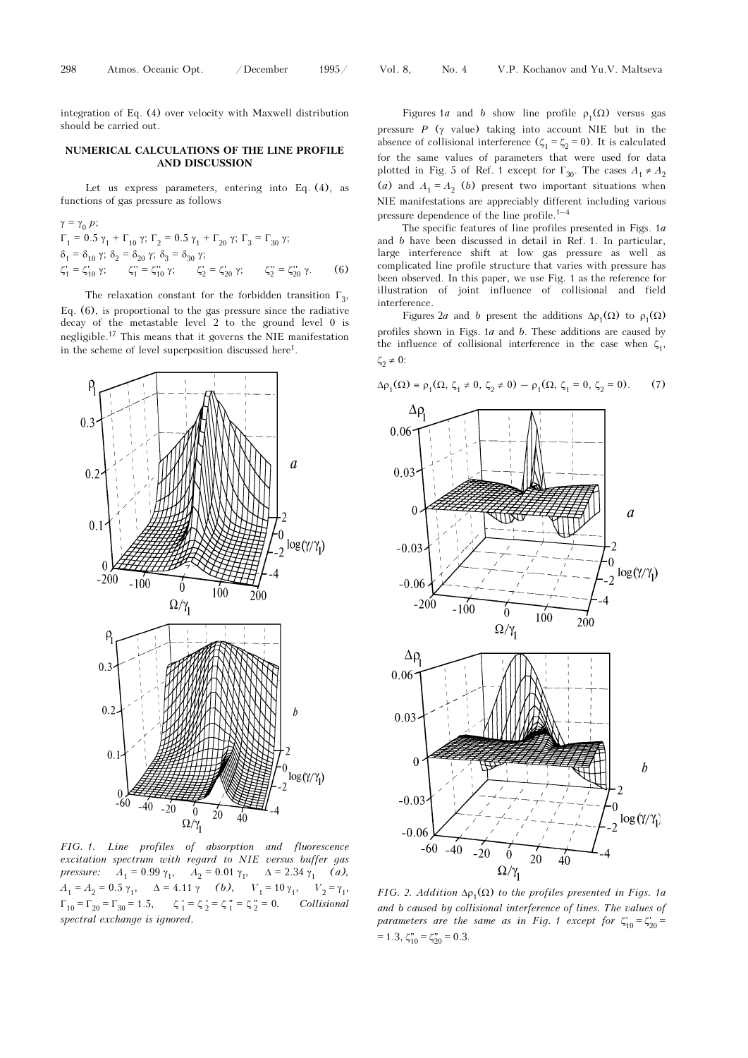integration of Eq. (4) over velocity with Maxwell distribution should be carried out.

## NUMERICAL CALCULATIONS OF THE LINE PROFILE AND DISCUSSION

Let us express parameters, entering into Eq. (4), as functions of gas pressure as follows

$$\gamma = \gamma_0\, p;$$
$$\Gamma_1 = 0.5\,\gamma_1 + \Gamma_{10}\,\gamma;\ \Gamma_2 = 0.5\,\gamma_1 + \Gamma_{20}\,\gamma;\ \Gamma_3 = \Gamma_{30}\,\gamma;$$
$$\delta_1 = \delta_{10}\,\gamma;\ \delta_2 = \delta_{20}\,\gamma;\ \delta_3 = \delta_{30}\,\gamma;$$
$$\zeta_1' = \zeta_{10}'\,\gamma;\quad \zeta_1'' = \zeta_{10}''\,\gamma;\quad \zeta_2' = \zeta_{20}'\,\gamma;\quad \zeta_2'' = \zeta_{20}''\,\gamma. \quad (6)$$

The relaxation constant for the forbidden transition $\Gamma_3$, Eq. (6), is proportional to the gas pressure since the radiative decay of the metastable level 2 to the ground level 0 is negligible.[17] This means that it governs the NIE manifestation in the scheme of level superposition discussed here[1].

FIG. 1. *Line profiles of absorption and fluorescence excitation spectrum with regard to NIE versus buffer gas pressure:* $A_1 = 0.99\,\gamma_1$, $A_2 = 0.01\,\gamma_1$, $\Delta = 2.34\,\gamma_1$ *(a),* $A_1 = A_2 = 0.5\,\gamma_1$, $\Delta = 4.11\,\gamma$ *(b),* $V_1 = 10\,\gamma_1$, $V_2 = \gamma_1$, $\Gamma_{10} = \Gamma_{20} = \Gamma_{30} = 1.5$, $\zeta_1' = \zeta_2' = \zeta_1'' = \zeta_2'' = 0$. *Collisional spectral exchange is ignored.*

Figures 1*a* and *b* show line profile $\rho_1(\Omega)$ versus gas pressure $P$ ($\gamma$ value) taking into account NIE but in the absence of collisional interference ($\zeta_1 = \zeta_2 = 0$). It is calculated for the same values of parameters that were used for data plotted in Fig. 5 of Ref. 1 except for $\Gamma_{30}$. The cases $A_1 \neq A_2$ (*a*) and $A_1 = A_2$ (*b*) present two important situations when NIE manifestations are appreciably different including various pressure dependence of the line profile.[1–4]

The specific features of line profiles presented in Figs. 1*a* and *b* have been discussed in detail in Ref. 1. In particular, large interference shift at low gas pressure as well as complicated line profile structure that varies with pressure has been observed. In this paper, we use Fig. 1 as the reference for illustration of joint influence of collisional and field interference.

Figures 2*a* and *b* present the additions $\Delta\rho_1(\Omega)$ to $\rho_1(\Omega)$ profiles shown in Figs. 1*a* and *b*. These additions are caused by the influence of collisional interference in the case when $\zeta_1$, $\zeta_2 \neq 0$:

$$\Delta\rho_1(\Omega) \equiv \rho_1(\Omega,\ \zeta_1 \neq 0,\ \zeta_2 \neq 0) - \rho_1(\Omega,\ \zeta_1 = 0,\ \zeta_2 = 0). \quad (7)$$

FIG. 2. *Addition* $\Delta\rho_1(\Omega)$ *to the profiles presented in Figs. 1a and b caused by collisional interference of lines. The values of parameters are the same as in Fig. 1 except for* $\zeta_{10}' = \zeta_{20}' = 1.3$, $\zeta_{10}'' = \zeta_{20}'' = 0.3$.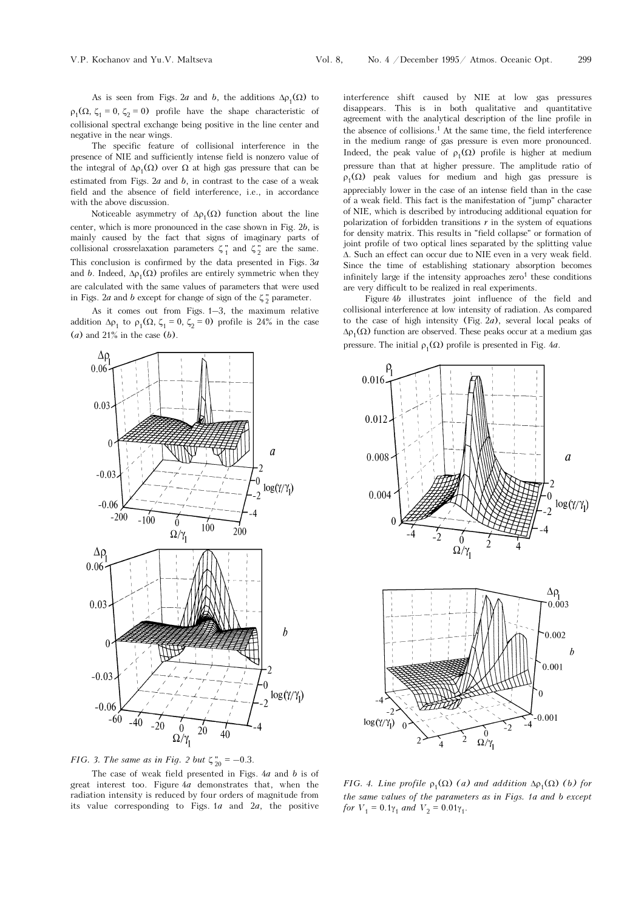As is seen from Figs. 2*a* and *b*, the additions $\Delta\rho_1(\Omega)$ to $\rho_1(\Omega, \zeta_1 = 0, \zeta_2 = 0)$ profile have the shape characteristic of collisional spectral exchange being positive in the line center and negative in the near wings.

The specific feature of collisional interference in the presence of NIE and sufficiently intense field is nonzero value of the integral of $\Delta\rho_1(\Omega)$ over $\Omega$ at high gas pressure that can be estimated from Figs. 2*a* and *b*, in contrast to the case of a weak field and the absence of field interference, i.e., in accordance with the above discussion.

Noticeable asymmetry of $\Delta\rho_1(\Omega)$ function about the line center, which is more pronounced in the case shown in Fig. 2*b*, is mainly caused by the fact that signs of imaginary parts of collisional crossrelaxation parameters $\zeta_1''$ and $\zeta_2''$ are the same. This conclusion is confirmed by the data presented in Figs. 3*a* and *b*. Indeed, $\Delta\rho_1(\Omega)$ profiles are entirely symmetric when they are calculated with the same values of parameters that were used in Figs. 2*a* and *b* except for change of sign of the $\zeta_2''$ parameter.

As it comes out from Figs. 1–3, the maximum relative addition $\Delta\rho_1$ to $\rho_1(\Omega, \zeta_1 = 0, \zeta_2 = 0)$ profile is 24% in the case (*a*) and 21% in the case (*b*).

*FIG. 3. The same as in Fig. 2 but $\zeta_{20}'' = -0.3$.*

The case of weak field presented in Figs. 4*a* and *b* is of great interest too. Figure 4*a* demonstrates that, when the radiation intensity is reduced by four orders of magnitude from its value corresponding to Figs. 1*a* and 2*a*, the positive interference shift caused by NIE at low gas pressures disappears. This is in both qualitative and quantitative agreement with the analytical description of the line profile in the absence of collisions.[1] At the same time, the field interference in the medium range of gas pressure is even more pronounced. Indeed, the peak value of $\rho_1(\Omega)$ profile is higher at medium pressure than that at higher pressure. The amplitude ratio of $\rho_1(\Omega)$ peak values for medium and high gas pressure is appreciably lower in the case of an intense field than in the case of a weak field. This fact is the manifestation of "jump" character of NIE, which is described by introducing additional equation for polarization of forbidden transitions $r$ in the system of equations for density matrix. This results in "field collapse" or formation of joint profile of two optical lines separated by the splitting value $\Delta$. Such an effect can occur due to NIE even in a very weak field. Since the time of establishing stationary absorption becomes infinitely large if the intensity approaches zero[1] these conditions are very difficult to be realized in real experiments.

Figure 4*b* illustrates joint influence of the field and collisional interference at low intensity of radiation. As compared to the case of high intensity (Fig. 2*a*), several local peaks of $\Delta\rho_1(\Omega)$ function are observed. These peaks occur at a medium gas pressure. The initial $\rho_1(\Omega)$ profile is presented in Fig. 4*a*.

*FIG. 4. Line profile $\rho_1(\Omega)$ (a) and addition $\Delta\rho_1(\Omega)$ (b) for the same values of the parameters as in Figs. 1a and b except for $V_1 = 0.1\gamma_1$ and $V_2 = 0.01\gamma_1$.*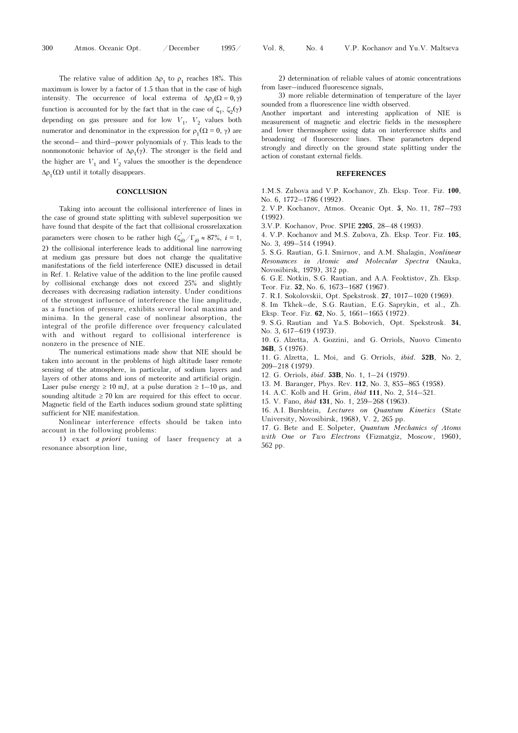The relative value of addition $\Delta\rho_1$ to $\rho_1$ reaches 18%. This maximum is lower by a factor of 1.5 than that in the case of high intensity. The occurrence of local extrema of $\Delta\rho_1(\Omega = 0, \gamma)$ function is accounted for by the fact that in the case of $\zeta_1$, $\zeta_2(\gamma)$ depending on gas pressure and for low $V_1$, $V_2$ values both numerator and denominator in the expression for $\rho_1(\Omega = 0, \gamma)$ are the second– and third–power polynomials of $\gamma$. This leads to the nonmonotonic behavior of $\Delta\rho_1(\gamma)$. The stronger is the field and the higher are $V_1$ and $V_2$ values the smoother is the dependence $\Delta\rho_1(\Omega)$ until it totally disappears.

## CONCLUSION

Taking into account the collisional interference of lines in the case of ground state splitting with sublevel superposition we have found that despite of the fact that collisional crossrelaxation parameters were chosen to be rather high ($\zeta'_{i0}/\Gamma_{i0} \approx 87\%$, $i = 1, 2$) the collisional interference leads to additional line narrowing at medium gas pressure but does not change the qualitative manifestations of the field interference (NIE) discussed in detail in Ref. 1. Relative value of the addition to the line profile caused by collisional exchange does not exceed 25% and slightly decreases with decreasing radiation intensity. Under conditions of the strongest influence of interference the line amplitude, as a function of pressure, exhibits several local maxima and minima. In the general case of nonlinear absorption, the integral of the profile difference over frequency calculated with and without regard to collisional interference is nonzero in the presence of NIE.

The numerical estimations made show that NIE should be taken into account in the problems of high altitude laser remote sensing of the atmosphere, in particular, of sodium layers and layers of other atoms and ions of meteorite and artificial origin. Laser pulse energy ≥ 10 mJ, at a pulse duration ≥ 1–10 μs, and sounding altitude ≥ 70 km are required for this effect to occur. Magnetic field of the Earth induces sodium ground state splitting sufficient for NIE manifestation.

Nonlinear interference effects should be taken into account in the following problems:

1) exact *a priori* tuning of laser frequency at a resonance absorption line,

2) determination of reliable values of atomic concentrations from laser–induced fluorescence signals,

3) more reliable determination of temperature of the layer sounded from a fluorescence line width observed.

Another important and interesting application of NIE is measurement of magnetic and electric fields in the mesosphere and lower thermosphere using data on interference shifts and broadening of fluorescence lines. These parameters depend strongly and directly on the ground state splitting under the action of constant external fields.

## REFERENCES

1. M.S. Zubova and V.P. Kochanov, Zh. Eksp. Teor. Fiz. **100**, No. 6, 1772–1786 (1992).
2. V.P. Kochanov, Atmos. Oceanic Opt. **5**, No. 11, 787–793 (1992).
3. V.P. Kochanov, Proc. SPIE **2205**, 28–48 (1993).
4. V.P. Kochanov and M.S. Zubova, Zh. Eksp. Teor. Fiz. **105**, No. 3, 499–514 (1994).
5. S.G. Rautian, G.I. Smirnov, and A.M. Shalagin, *Nonlinear Resonances in Atomic and Molecular Spectra* (Nauka, Novosibirsk, 1979), 312 pp.
6. G.E. Notkin, S.G. Rautian, and A.A. Feoktistov, Zh. Eksp. Teor. Fiz. **52**, No. 6, 1673–1687 (1967).
7. R.I. Sokolovskii, Opt. Spektrosk. **27**, 1017–1020 (1969).
8. Im Tkhek–de, S.G. Rautian, E.G. Saprykin, et al., Zh. Eksp. Teor. Fiz. **62**, No. 5, 1661–1665 (1972).
9. S.G. Rautian and Ya.S. Bobovich, Opt. Spektrosk. **34**, No. 3, 617–619 (1973).
10. G. Alzetta, A. Gozzini, and G. Orriols, Nuovo Cimento **36B**, 5 (1976).
11. G. Alzetta, L. Moi, and G. Orriols, *ibid*. **52B**, No. 2, 209–218 (1979).
12. G. Orriols, *ibid*. **53B**, No. 1, 1–24 (1979).
13. M. Baranger, Phys. Rev. **112**, No. 3, 855–865 (1958).
14. A.C. Kolb and H. Grim, *ibid* **111**, No. 2, 514–521.
15. V. Fano, *ibid* **131**, No. 1, 259–268 (1963).
16. A.I. Burshtein, *Lectures on Quantum Kinetics* (State University, Novosibirsk, 1968), V. 2, 265 pp.
17. G. Bete and E. Solpeter, *Quantum Mechanics of Atoms with One or Two Electrons* (Fizmatgiz, Moscow, 1960), 562 pp.